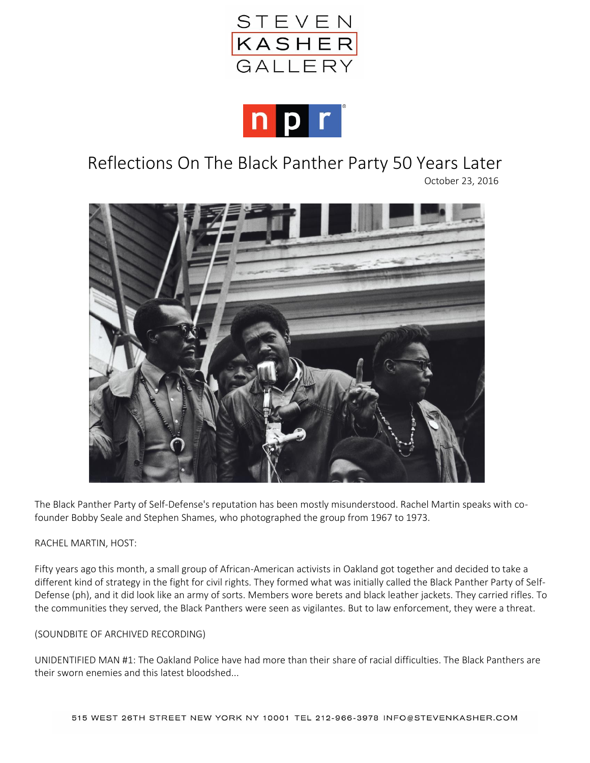STEVEN KASHER GALLERY

npr

# Reflections On The Black Panther Party 50 Years Later

October 23, 2016

The Black Panther Party of Self-Defense's reputation has been mostly misunderstood. Rachel Martin speaks with co-founder Bobby Seale and Stephen Shames, who photographed the group from 1967 to 1973.

RACHEL MARTIN, HOST:

Fifty years ago this month, a small group of African-American activists in Oakland got together and decided to take a different kind of strategy in the fight for civil rights. They formed what was initially called the Black Panther Party of Self-Defense (ph), and it did look like an army of sorts. Members wore berets and black leather jackets. They carried rifles. To the communities they served, the Black Panthers were seen as vigilantes. But to law enforcement, they were a threat.

(SOUNDBITE OF ARCHIVED RECORDING)

UNIDENTIFIED MAN #1: The Oakland Police have had more than their share of racial difficulties. The Black Panthers are their sworn enemies and this latest bloodshed...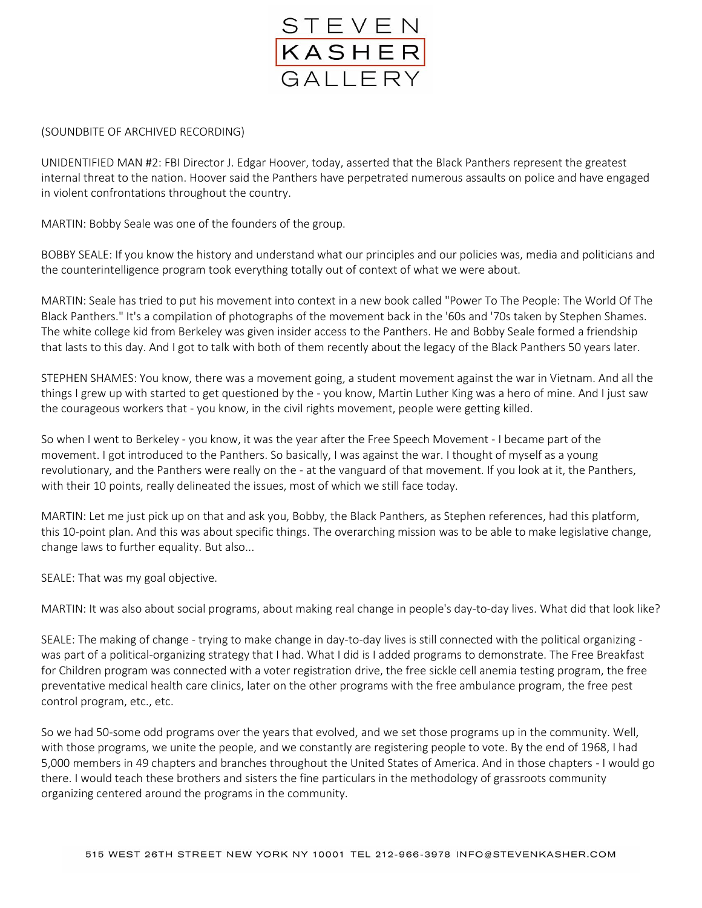(SOUNDBITE OF ARCHIVED RECORDING)

UNIDENTIFIED MAN #2: FBI Director J. Edgar Hoover, today, asserted that the Black Panthers represent the greatest internal threat to the nation. Hoover said the Panthers have perpetrated numerous assaults on police and have engaged in violent confrontations throughout the country.

MARTIN: Bobby Seale was one of the founders of the group.

BOBBY SEALE: If you know the history and understand what our principles and our policies was, media and politicians and the counterintelligence program took everything totally out of context of what we were about.

MARTIN: Seale has tried to put his movement into context in a new book called "Power To The People: The World Of The Black Panthers." It's a compilation of photographs of the movement back in the '60s and '70s taken by Stephen Shames. The white college kid from Berkeley was given insider access to the Panthers. He and Bobby Seale formed a friendship that lasts to this day. And I got to talk with both of them recently about the legacy of the Black Panthers 50 years later.

STEPHEN SHAMES: You know, there was a movement going, a student movement against the war in Vietnam. And all the things I grew up with started to get questioned by the - you know, Martin Luther King was a hero of mine. And I just saw the courageous workers that - you know, in the civil rights movement, people were getting killed.

So when I went to Berkeley - you know, it was the year after the Free Speech Movement - I became part of the movement. I got introduced to the Panthers. So basically, I was against the war. I thought of myself as a young revolutionary, and the Panthers were really on the - at the vanguard of that movement. If you look at it, the Panthers, with their 10 points, really delineated the issues, most of which we still face today.

MARTIN: Let me just pick up on that and ask you, Bobby, the Black Panthers, as Stephen references, had this platform, this 10-point plan. And this was about specific things. The overarching mission was to be able to make legislative change, change laws to further equality. But also...

SEALE: That was my goal objective.

MARTIN: It was also about social programs, about making real change in people's day-to-day lives. What did that look like?

SEALE: The making of change - trying to make change in day-to-day lives is still connected with the political organizing - was part of a political-organizing strategy that I had. What I did is I added programs to demonstrate. The Free Breakfast for Children program was connected with a voter registration drive, the free sickle cell anemia testing program, the free preventative medical health care clinics, later on the other programs with the free ambulance program, the free pest control program, etc., etc.

So we had 50-some odd programs over the years that evolved, and we set those programs up in the community. Well, with those programs, we unite the people, and we constantly are registering people to vote. By the end of 1968, I had 5,000 members in 49 chapters and branches throughout the United States of America. And in those chapters - I would go there. I would teach these brothers and sisters the fine particulars in the methodology of grassroots community organizing centered around the programs in the community.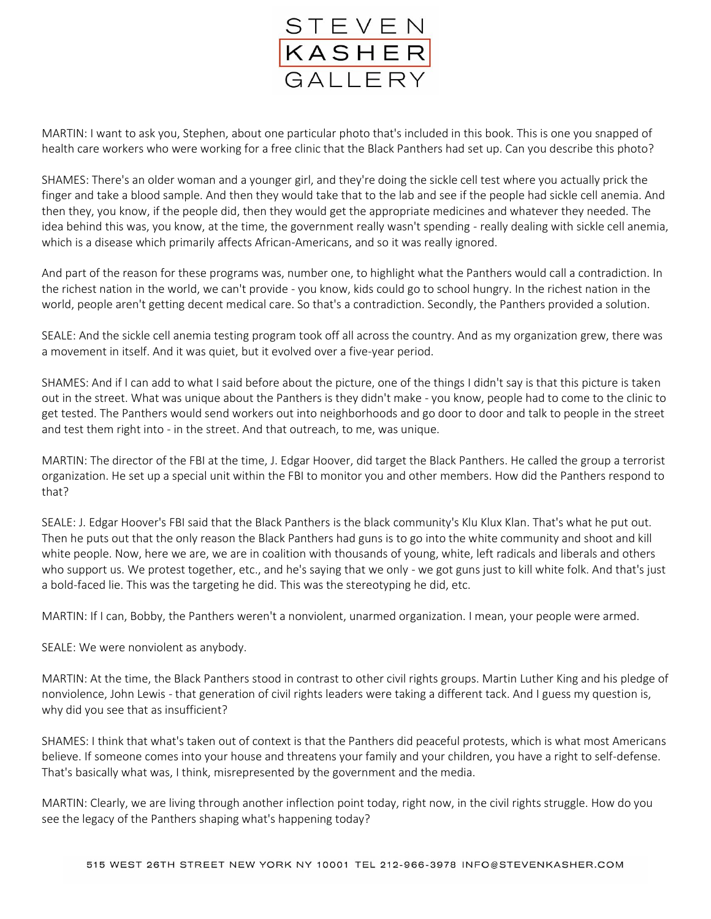MARTIN: I want to ask you, Stephen, about one particular photo that's included in this book. This is one you snapped of health care workers who were working for a free clinic that the Black Panthers had set up. Can you describe this photo?

SHAMES: There's an older woman and a younger girl, and they're doing the sickle cell test where you actually prick the finger and take a blood sample. And then they would take that to the lab and see if the people had sickle cell anemia. And then they, you know, if the people did, then they would get the appropriate medicines and whatever they needed. The idea behind this was, you know, at the time, the government really wasn't spending - really dealing with sickle cell anemia, which is a disease which primarily affects African-Americans, and so it was really ignored.

And part of the reason for these programs was, number one, to highlight what the Panthers would call a contradiction. In the richest nation in the world, we can't provide - you know, kids could go to school hungry. In the richest nation in the world, people aren't getting decent medical care. So that's a contradiction. Secondly, the Panthers provided a solution.

SEALE: And the sickle cell anemia testing program took off all across the country. And as my organization grew, there was a movement in itself. And it was quiet, but it evolved over a five-year period.

SHAMES: And if I can add to what I said before about the picture, one of the things I didn't say is that this picture is taken out in the street. What was unique about the Panthers is they didn't make - you know, people had to come to the clinic to get tested. The Panthers would send workers out into neighborhoods and go door to door and talk to people in the street and test them right into - in the street. And that outreach, to me, was unique.

MARTIN: The director of the FBI at the time, J. Edgar Hoover, did target the Black Panthers. He called the group a terrorist organization. He set up a special unit within the FBI to monitor you and other members. How did the Panthers respond to that?

SEALE: J. Edgar Hoover's FBI said that the Black Panthers is the black community's Klu Klux Klan. That's what he put out. Then he puts out that the only reason the Black Panthers had guns is to go into the white community and shoot and kill white people. Now, here we are, we are in coalition with thousands of young, white, left radicals and liberals and others who support us. We protest together, etc., and he's saying that we only - we got guns just to kill white folk. And that's just a bold-faced lie. This was the targeting he did. This was the stereotyping he did, etc.

MARTIN: If I can, Bobby, the Panthers weren't a nonviolent, unarmed organization. I mean, your people were armed.

SEALE: We were nonviolent as anybody.

MARTIN: At the time, the Black Panthers stood in contrast to other civil rights groups. Martin Luther King and his pledge of nonviolence, John Lewis - that generation of civil rights leaders were taking a different tack. And I guess my question is, why did you see that as insufficient?

SHAMES: I think that what's taken out of context is that the Panthers did peaceful protests, which is what most Americans believe. If someone comes into your house and threatens your family and your children, you have a right to self-defense. That's basically what was, I think, misrepresented by the government and the media.

MARTIN: Clearly, we are living through another inflection point today, right now, in the civil rights struggle. How do you see the legacy of the Panthers shaping what's happening today?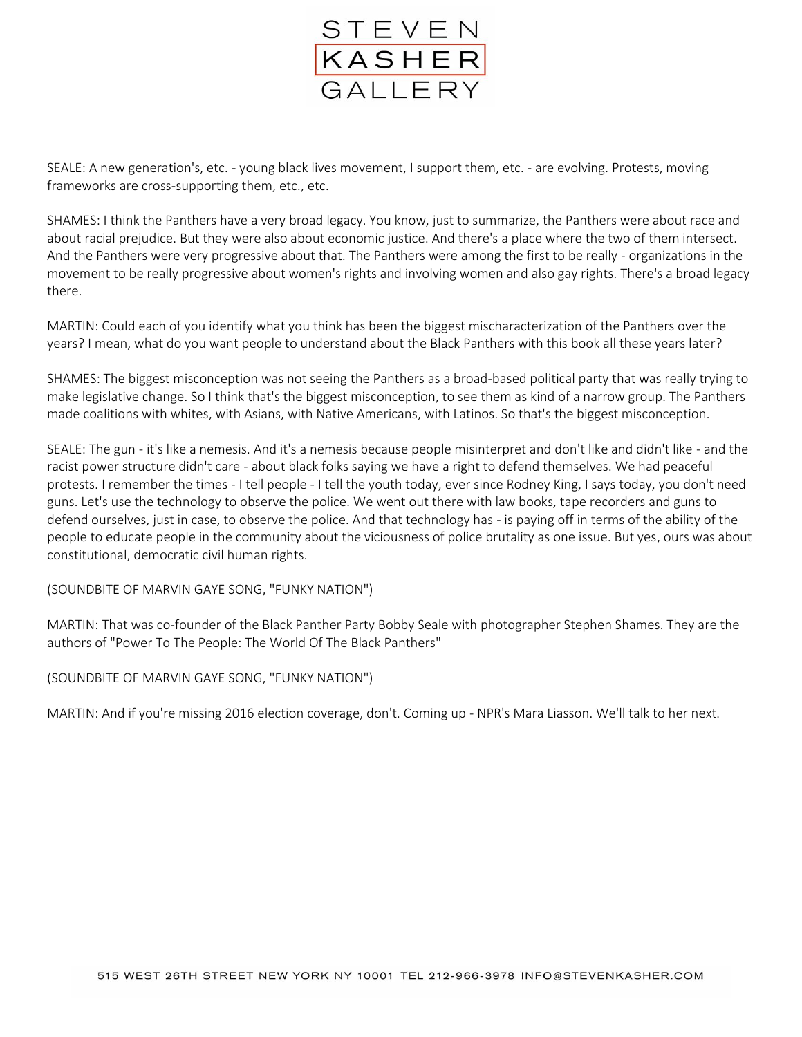SEALE: A new generation's, etc. - young black lives movement, I support them, etc. - are evolving. Protests, moving frameworks are cross-supporting them, etc., etc.

SHAMES: I think the Panthers have a very broad legacy. You know, just to summarize, the Panthers were about race and about racial prejudice. But they were also about economic justice. And there's a place where the two of them intersect. And the Panthers were very progressive about that. The Panthers were among the first to be really - organizations in the movement to be really progressive about women's rights and involving women and also gay rights. There's a broad legacy there.

MARTIN: Could each of you identify what you think has been the biggest mischaracterization of the Panthers over the years? I mean, what do you want people to understand about the Black Panthers with this book all these years later?

SHAMES: The biggest misconception was not seeing the Panthers as a broad-based political party that was really trying to make legislative change. So I think that's the biggest misconception, to see them as kind of a narrow group. The Panthers made coalitions with whites, with Asians, with Native Americans, with Latinos. So that's the biggest misconception.

SEALE: The gun - it's like a nemesis. And it's a nemesis because people misinterpret and don't like and didn't like - and the racist power structure didn't care - about black folks saying we have a right to defend themselves. We had peaceful protests. I remember the times - I tell people - I tell the youth today, ever since Rodney King, I says today, you don't need guns. Let's use the technology to observe the police. We went out there with law books, tape recorders and guns to defend ourselves, just in case, to observe the police. And that technology has - is paying off in terms of the ability of the people to educate people in the community about the viciousness of police brutality as one issue. But yes, ours was about constitutional, democratic civil human rights.

(SOUNDBITE OF MARVIN GAYE SONG, "FUNKY NATION")

MARTIN: That was co-founder of the Black Panther Party Bobby Seale with photographer Stephen Shames. They are the authors of "Power To The People: The World Of The Black Panthers"

(SOUNDBITE OF MARVIN GAYE SONG, "FUNKY NATION")

MARTIN: And if you're missing 2016 election coverage, don't. Coming up - NPR's Mara Liasson. We'll talk to her next.